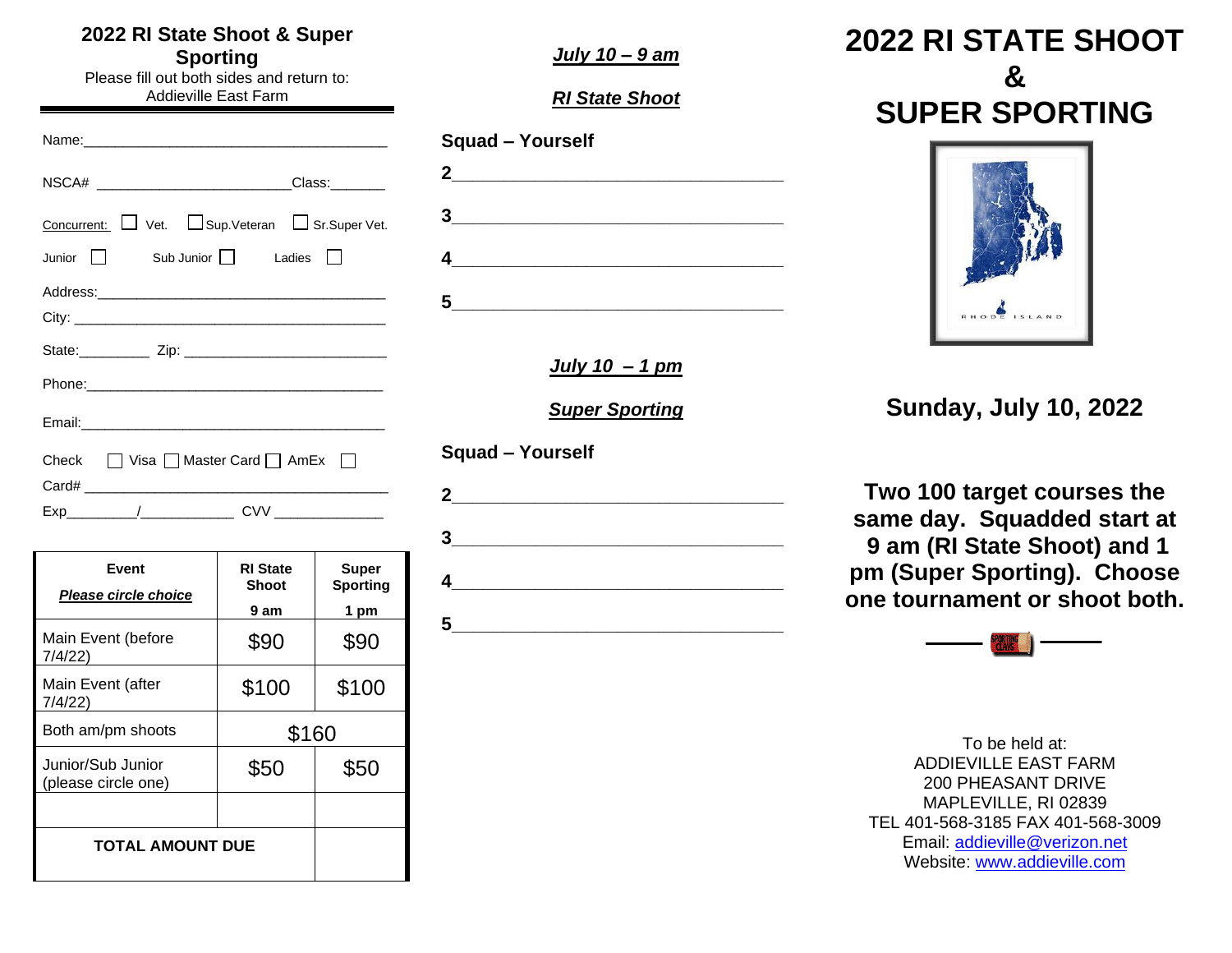## 2022 RI State Shoot & Super Sporting

Please fill out both sides and return to:
Addieville East Farm

Name:______________________________________

NSCA# ________________________Class:_______

Concurrent: ☐ Vet. ☐ Sup.Veteran ☐ Sr.Super Vet.

Junior ☐ Sub Junior ☐ Ladies ☐

Address:____________________________________

City: _______________________________________

State:_________ Zip: __________________________

Phone:______________________________________

Email:_______________________________________

Check ☐ Visa ☐ Master Card ☐ AmEx ☐

Card# ______________________________________

Exp_________/____________ CVV ______________

| Event *Please circle choice* | RI State Shoot 9 am | Super Sporting 1 pm |
|---|---|---|
| Main Event (before 7/4/22) | $90 | $90 |
| Main Event (after 7/4/22) | $100 | $100 |
| Both am/pm shoots | $160 | |
| Junior/Sub Junior (please circle one) | $50 | $50 |
| | | |
| **TOTAL AMOUNT DUE** | | |

***July 10 – 9 am***

***RI State Shoot***

**Squad – Yourself**

**2**_____________________________________

**3**_____________________________________

**4**_____________________________________

**5**_____________________________________

***July 10 – 1 pm***

***Super Sporting***

**Squad – Yourself**

**2**_____________________________________

**3**_____________________________________

**4**_____________________________________

**5**_____________________________________

# 2022 RI STATE SHOOT & SUPER SPORTING

## Sunday, July 10, 2022

**Two 100 target courses the same day. Squadded start at 9 am (RI State Shoot) and 1 pm (Super Sporting). Choose one tournament or shoot both.**

To be held at:
ADDIEVILLE EAST FARM
200 PHEASANT DRIVE
MAPLEVILLE, RI 02839
TEL 401-568-3185 FAX 401-568-3009
Email: addieville@verizon.net
Website: www.addieville.com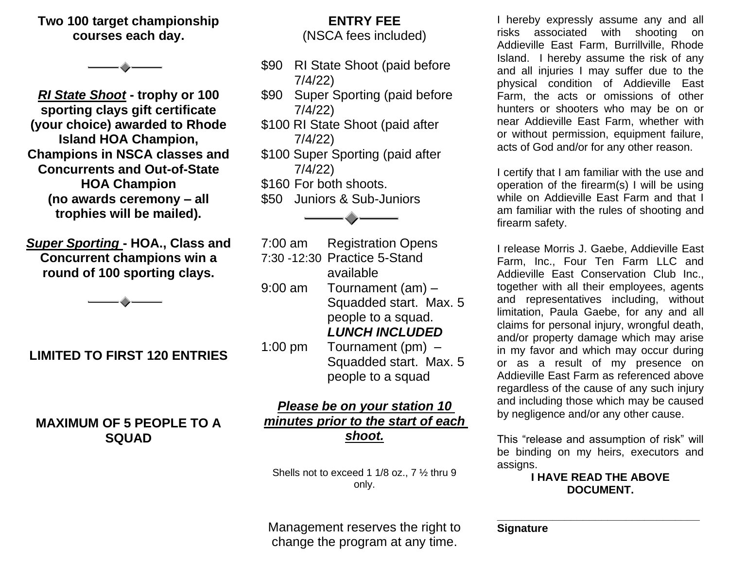**Two 100 target championship courses each day.**

***RI State Shoot*** **- trophy or 100 sporting clays gift certificate (your choice) awarded to Rhode Island HOA Champion, Champions in NSCA classes and Concurrents and Out-of-State HOA Champion (no awards ceremony – all trophies will be mailed).**

***Super Sporting*** **- HOA., Class and Concurrent champions win a round of 100 sporting clays.**

**LIMITED TO FIRST 120 ENTRIES**

**MAXIMUM OF 5 PEOPLE TO A SQUAD**

**ENTRY FEE**

(NSCA fees included)

- $90 RI State Shoot (paid before 7/4/22)
- $90 Super Sporting (paid before 7/4/22)
- $100 RI State Shoot (paid after 7/4/22)
- $100 Super Sporting (paid after 7/4/22)
- $160 For both shoots.
- $50 Juniors & Sub-Juniors

| | |
|---|---|
| 7:00 am | Registration Opens |
| 7:30 -12:30 | Practice 5-Stand available |
| 9:00 am | Tournament (am) – Squadded start. Max. 5 people to a squad. ***LUNCH INCLUDED*** |
| 1:00 pm | Tournament (pm) – Squadded start. Max. 5 people to a squad |

***Please be on your station 10 minutes prior to the start of each shoot.***

Shells not to exceed 1 1/8 oz., 7 ½ thru 9 only.

Management reserves the right to change the program at any time.

I hereby expressly assume any and all risks associated with shooting on Addieville East Farm, Burrillville, Rhode Island. I hereby assume the risk of any and all injuries I may suffer due to the physical condition of Addieville East Farm, the acts or omissions of other hunters or shooters who may be on or near Addieville East Farm, whether with or without permission, equipment failure, acts of God and/or for any other reason.

I certify that I am familiar with the use and operation of the firearm(s) I will be using while on Addieville East Farm and that I am familiar with the rules of shooting and firearm safety.

I release Morris J. Gaebe, Addieville East Farm, Inc., Four Ten Farm LLC and Addieville East Conservation Club Inc., together with all their employees, agents and representatives including, without limitation, Paula Gaebe, for any and all claims for personal injury, wrongful death, and/or property damage which may arise in my favor and which may occur during or as a result of my presence on Addieville East Farm as referenced above regardless of the cause of any such injury and including those which may be caused by negligence and/or any other cause.

This "release and assumption of risk" will be binding on my heirs, executors and assigns.

**I HAVE READ THE ABOVE DOCUMENT.**

\_\_\_\_\_\_\_\_\_\_\_\_\_\_\_\_\_\_\_\_\_\_\_\_\_\_\_\_\_\_\_\_\_\_

**Signature**